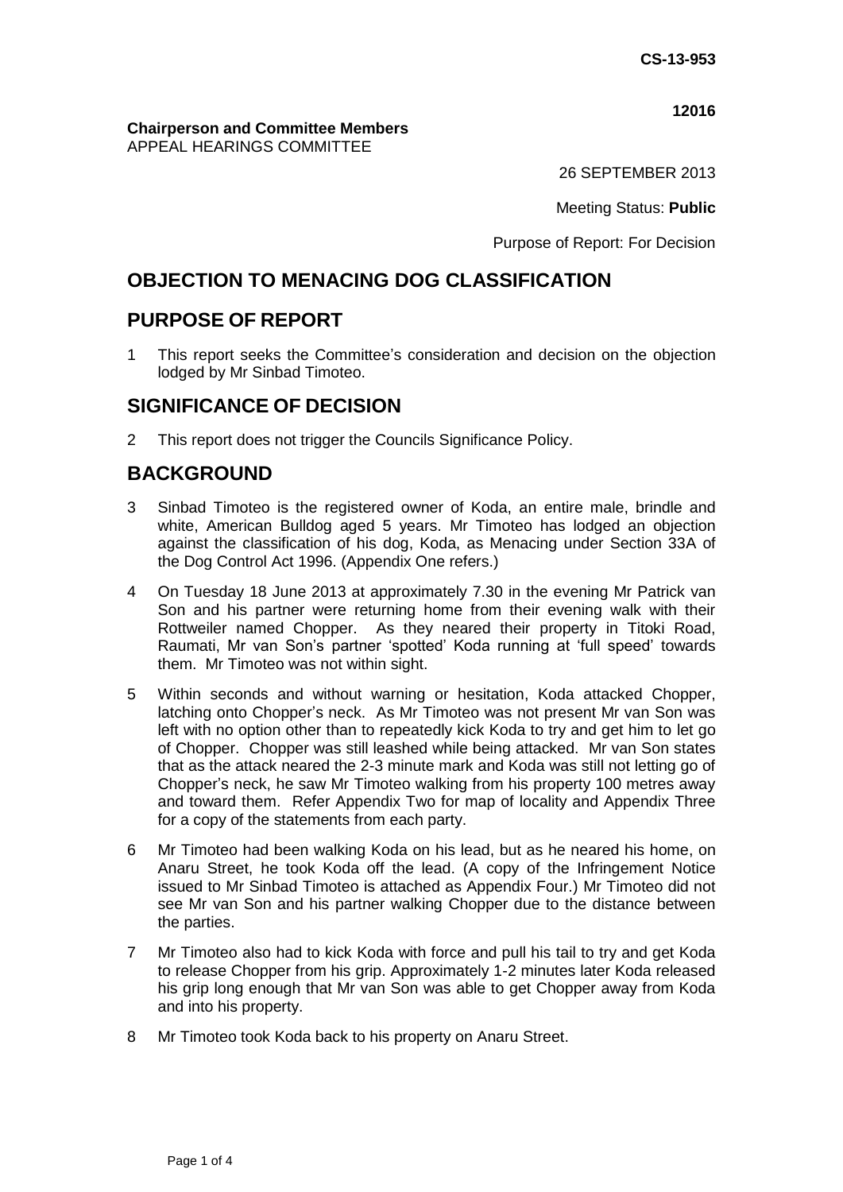**CS-13-953**

**12016**

**Chairperson and Committee Members**
APPEAL HEARINGS COMMITTEE

26 SEPTEMBER 2013

Meeting Status: **Public**

Purpose of Report: For Decision

# OBJECTION TO MENACING DOG CLASSIFICATION

## PURPOSE OF REPORT

1 This report seeks the Committee's consideration and decision on the objection lodged by Mr Sinbad Timoteo.

## SIGNIFICANCE OF DECISION

2 This report does not trigger the Councils Significance Policy.

## BACKGROUND

3 Sinbad Timoteo is the registered owner of Koda, an entire male, brindle and white, American Bulldog aged 5 years. Mr Timoteo has lodged an objection against the classification of his dog, Koda, as Menacing under Section 33A of the Dog Control Act 1996. (Appendix One refers.)

4 On Tuesday 18 June 2013 at approximately 7.30 in the evening Mr Patrick van Son and his partner were returning home from their evening walk with their Rottweiler named Chopper. As they neared their property in Titoki Road, Raumati, Mr van Son's partner 'spotted' Koda running at 'full speed' towards them. Mr Timoteo was not within sight.

5 Within seconds and without warning or hesitation, Koda attacked Chopper, latching onto Chopper's neck. As Mr Timoteo was not present Mr van Son was left with no option other than to repeatedly kick Koda to try and get him to let go of Chopper. Chopper was still leashed while being attacked. Mr van Son states that as the attack neared the 2-3 minute mark and Koda was still not letting go of Chopper's neck, he saw Mr Timoteo walking from his property 100 metres away and toward them. Refer Appendix Two for map of locality and Appendix Three for a copy of the statements from each party.

6 Mr Timoteo had been walking Koda on his lead, but as he neared his home, on Anaru Street, he took Koda off the lead. (A copy of the Infringement Notice issued to Mr Sinbad Timoteo is attached as Appendix Four.) Mr Timoteo did not see Mr van Son and his partner walking Chopper due to the distance between the parties.

7 Mr Timoteo also had to kick Koda with force and pull his tail to try and get Koda to release Chopper from his grip. Approximately 1-2 minutes later Koda released his grip long enough that Mr van Son was able to get Chopper away from Koda and into his property.

8 Mr Timoteo took Koda back to his property on Anaru Street.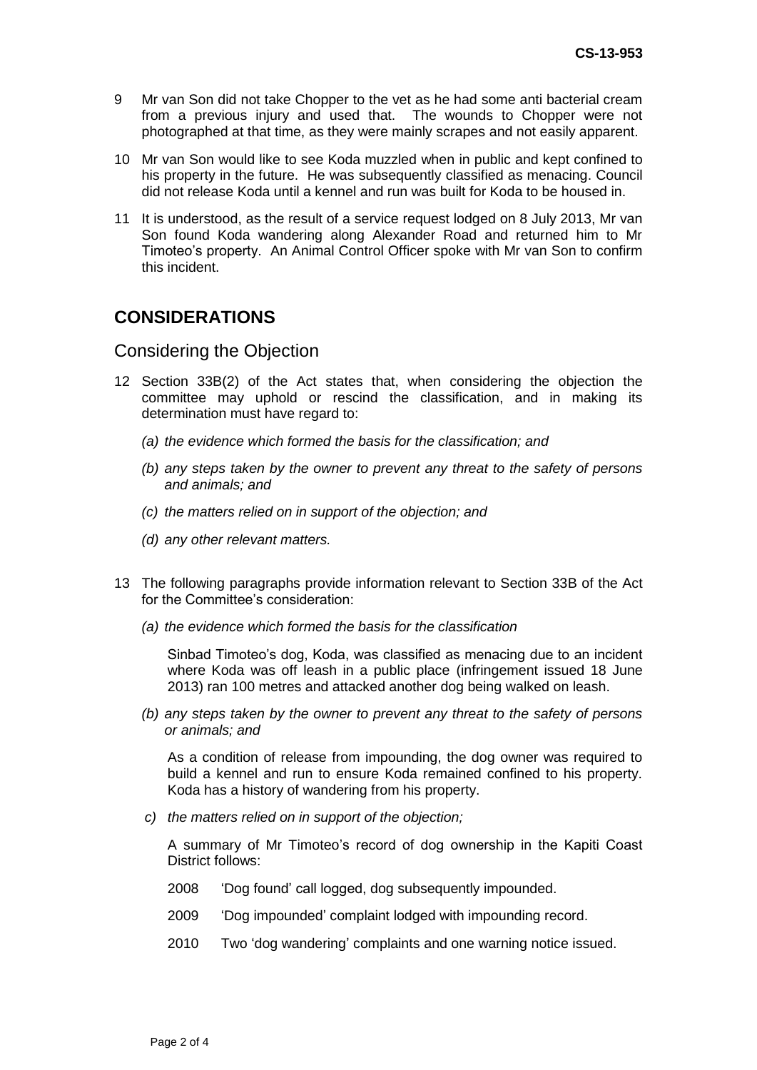9 Mr van Son did not take Chopper to the vet as he had some anti bacterial cream from a previous injury and used that. The wounds to Chopper were not photographed at that time, as they were mainly scrapes and not easily apparent.

10 Mr van Son would like to see Koda muzzled when in public and kept confined to his property in the future. He was subsequently classified as menacing. Council did not release Koda until a kennel and run was built for Koda to be housed in.

11 It is understood, as the result of a service request lodged on 8 July 2013, Mr van Son found Koda wandering along Alexander Road and returned him to Mr Timoteo's property. An Animal Control Officer spoke with Mr van Son to confirm this incident.

## CONSIDERATIONS

### Considering the Objection

12 Section 33B(2) of the Act states that, when considering the objection the committee may uphold or rescind the classification, and in making its determination must have regard to:

*(a) the evidence which formed the basis for the classification; and*

*(b) any steps taken by the owner to prevent any threat to the safety of persons and animals; and*

*(c) the matters relied on in support of the objection; and*

*(d) any other relevant matters.*

13 The following paragraphs provide information relevant to Section 33B of the Act for the Committee's consideration:

*(a) the evidence which formed the basis for the classification*

Sinbad Timoteo's dog, Koda, was classified as menacing due to an incident where Koda was off leash in a public place (infringement issued 18 June 2013) ran 100 metres and attacked another dog being walked on leash.

*(b) any steps taken by the owner to prevent any threat to the safety of persons or animals; and*

As a condition of release from impounding, the dog owner was required to build a kennel and run to ensure Koda remained confined to his property. Koda has a history of wandering from his property.

*c) the matters relied on in support of the objection;*

A summary of Mr Timoteo's record of dog ownership in the Kapiti Coast District follows:

2008 'Dog found' call logged, dog subsequently impounded.

2009 'Dog impounded' complaint lodged with impounding record.

2010 Two 'dog wandering' complaints and one warning notice issued.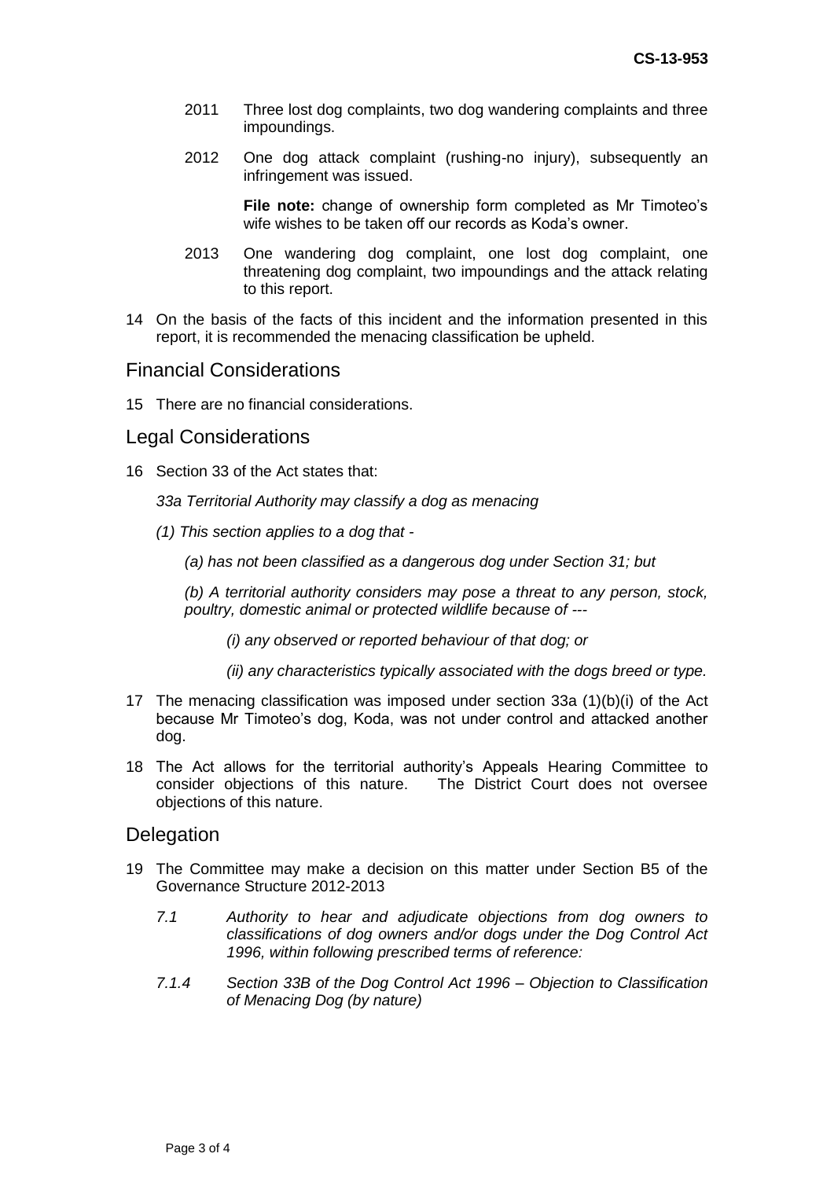2011 Three lost dog complaints, two dog wandering complaints and three impoundings.

2012 One dog attack complaint (rushing-no injury), subsequently an infringement was issued.

**File note:** change of ownership form completed as Mr Timoteo's wife wishes to be taken off our records as Koda's owner.

2013 One wandering dog complaint, one lost dog complaint, one threatening dog complaint, two impoundings and the attack relating to this report.

14 On the basis of the facts of this incident and the information presented in this report, it is recommended the menacing classification be upheld.

## Financial Considerations

15 There are no financial considerations.

## Legal Considerations

16 Section 33 of the Act states that:

*33a Territorial Authority may classify a dog as menacing*

*(1) This section applies to a dog that -*

*(a) has not been classified as a dangerous dog under Section 31; but*

*(b) A territorial authority considers may pose a threat to any person, stock, poultry, domestic animal or protected wildlife because of ---*

*(i) any observed or reported behaviour of that dog; or*

*(ii) any characteristics typically associated with the dogs breed or type.*

17 The menacing classification was imposed under section 33a (1)(b)(i) of the Act because Mr Timoteo's dog, Koda, was not under control and attacked another dog.

18 The Act allows for the territorial authority's Appeals Hearing Committee to consider objections of this nature. The District Court does not oversee objections of this nature.

## Delegation

19 The Committee may make a decision on this matter under Section B5 of the Governance Structure 2012-2013

*7.1 Authority to hear and adjudicate objections from dog owners to classifications of dog owners and/or dogs under the Dog Control Act 1996, within following prescribed terms of reference:*

*7.1.4 Section 33B of the Dog Control Act 1996 – Objection to Classification of Menacing Dog (by nature)*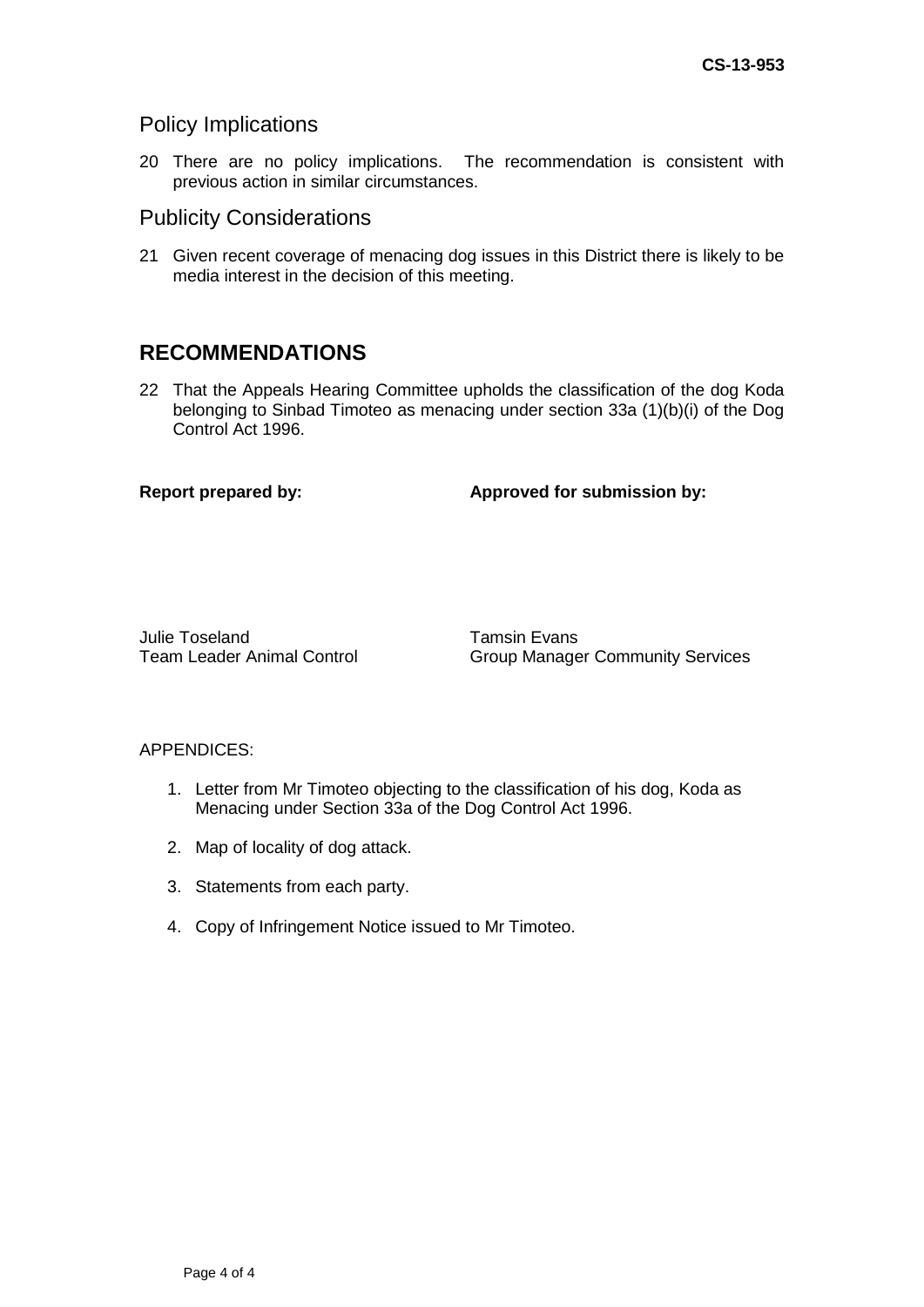## Policy Implications

20 There are no policy implications. The recommendation is consistent with previous action in similar circumstances.

## Publicity Considerations

21 Given recent coverage of menacing dog issues in this District there is likely to be media interest in the decision of this meeting.

# RECOMMENDATIONS

22 That the Appeals Hearing Committee upholds the classification of the dog Koda belonging to Sinbad Timoteo as menacing under section 33a (1)(b)(i) of the Dog Control Act 1996.

| **Report prepared by:** | **Approved for submission by:** |
| --- | --- |
| Julie Toseland<br>Team Leader Animal Control | Tamsin Evans<br>Group Manager Community Services |

APPENDICES:

1. Letter from Mr Timoteo objecting to the classification of his dog, Koda as Menacing under Section 33a of the Dog Control Act 1996.
2. Map of locality of dog attack.
3. Statements from each party.
4. Copy of Infringement Notice issued to Mr Timoteo.